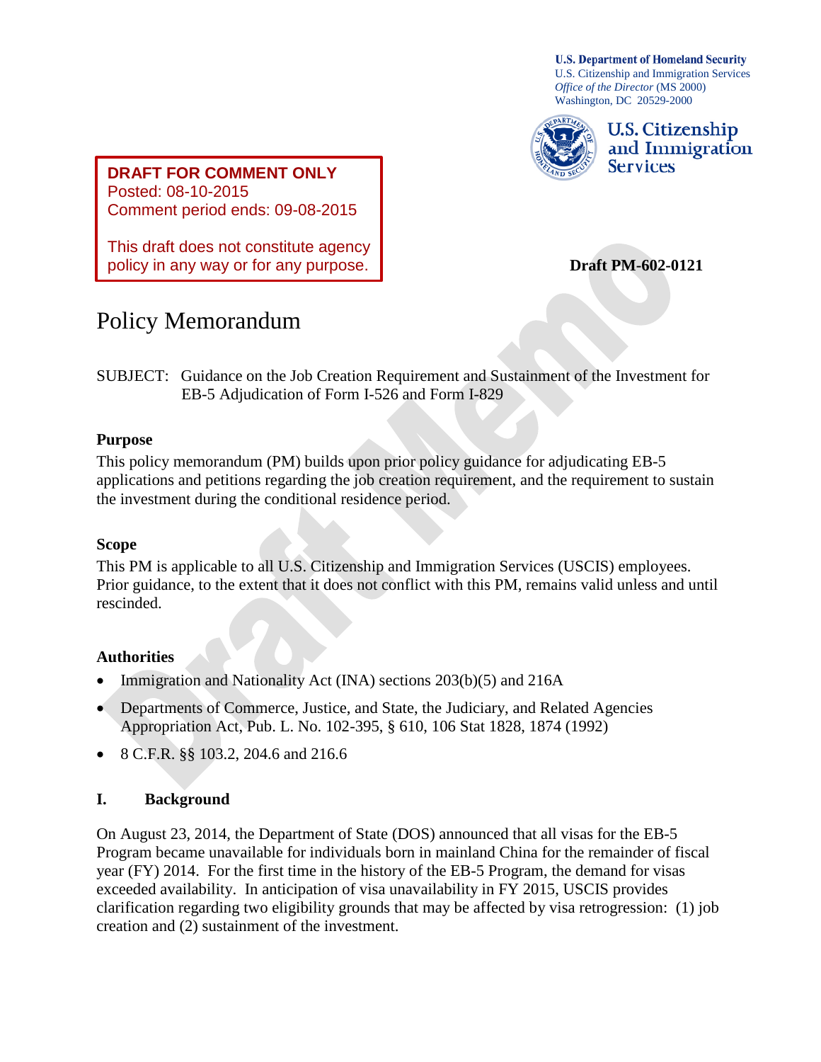**U.S. Department of Homeland Security**
U.S. Citizenship and Immigration Services
*Office of the Director* (MS 2000)
Washington, DC 20529-2000

U.S. Citizenship and Immigration Services

**DRAFT FOR COMMENT ONLY**
Posted: 08-10-2015
Comment period ends: 09-08-2015

This draft does not constitute agency policy in any way or for any purpose.

**Draft PM-602-0121**

# Policy Memorandum

SUBJECT: Guidance on the Job Creation Requirement and Sustainment of the Investment for EB-5 Adjudication of Form I-526 and Form I-829

### Purpose

This policy memorandum (PM) builds upon prior policy guidance for adjudicating EB-5 applications and petitions regarding the job creation requirement, and the requirement to sustain the investment during the conditional residence period.

### Scope

This PM is applicable to all U.S. Citizenship and Immigration Services (USCIS) employees. Prior guidance, to the extent that it does not conflict with this PM, remains valid unless and until rescinded.

### Authorities

- Immigration and Nationality Act (INA) sections 203(b)(5) and 216A
- Departments of Commerce, Justice, and State, the Judiciary, and Related Agencies Appropriation Act, Pub. L. No. 102-395, § 610, 106 Stat 1828, 1874 (1992)
- 8 C.F.R. §§ 103.2, 204.6 and 216.6

## I. Background

On August 23, 2014, the Department of State (DOS) announced that all visas for the EB-5 Program became unavailable for individuals born in mainland China for the remainder of fiscal year (FY) 2014. For the first time in the history of the EB-5 Program, the demand for visas exceeded availability. In anticipation of visa unavailability in FY 2015, USCIS provides clarification regarding two eligibility grounds that may be affected by visa retrogression: (1) job creation and (2) sustainment of the investment.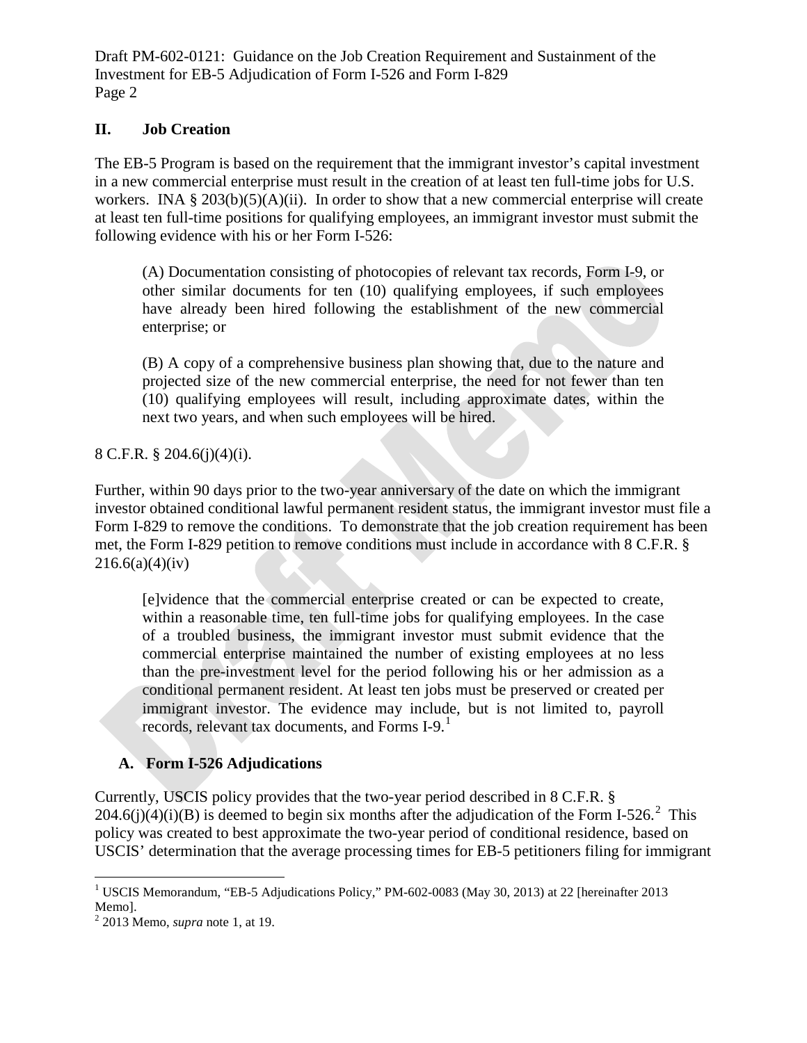## II. Job Creation

The EB-5 Program is based on the requirement that the immigrant investor's capital investment in a new commercial enterprise must result in the creation of at least ten full-time jobs for U.S. workers. INA § 203(b)(5)(A)(ii). In order to show that a new commercial enterprise will create at least ten full-time positions for qualifying employees, an immigrant investor must submit the following evidence with his or her Form I-526:

> (A) Documentation consisting of photocopies of relevant tax records, Form I-9, or other similar documents for ten (10) qualifying employees, if such employees have already been hired following the establishment of the new commercial enterprise; or
>
> (B) A copy of a comprehensive business plan showing that, due to the nature and projected size of the new commercial enterprise, the need for not fewer than ten (10) qualifying employees will result, including approximate dates, within the next two years, and when such employees will be hired.

8 C.F.R. § 204.6(j)(4)(i).

Further, within 90 days prior to the two-year anniversary of the date on which the immigrant investor obtained conditional lawful permanent resident status, the immigrant investor must file a Form I-829 to remove the conditions. To demonstrate that the job creation requirement has been met, the Form I-829 petition to remove conditions must include in accordance with 8 C.F.R. § 216.6(a)(4)(iv)

> [e]vidence that the commercial enterprise created or can be expected to create, within a reasonable time, ten full-time jobs for qualifying employees. In the case of a troubled business, the immigrant investor must submit evidence that the commercial enterprise maintained the number of existing employees at no less than the pre-investment level for the period following his or her admission as a conditional permanent resident. At least ten jobs must be preserved or created per immigrant investor. The evidence may include, but is not limited to, payroll records, relevant tax documents, and Forms I-9.[1]

### A. Form I-526 Adjudications

Currently, USCIS policy provides that the two-year period described in 8 C.F.R. § 204.6(j)(4)(i)(B) is deemed to begin six months after the adjudication of the Form I-526.[2] This policy was created to best approximate the two-year period of conditional residence, based on USCIS' determination that the average processing times for EB-5 petitioners filing for immigrant

---

[1] USCIS Memorandum, "EB-5 Adjudications Policy," PM-602-0083 (May 30, 2013) at 22 [hereinafter 2013 Memo].

[2] 2013 Memo, *supra* note 1, at 19.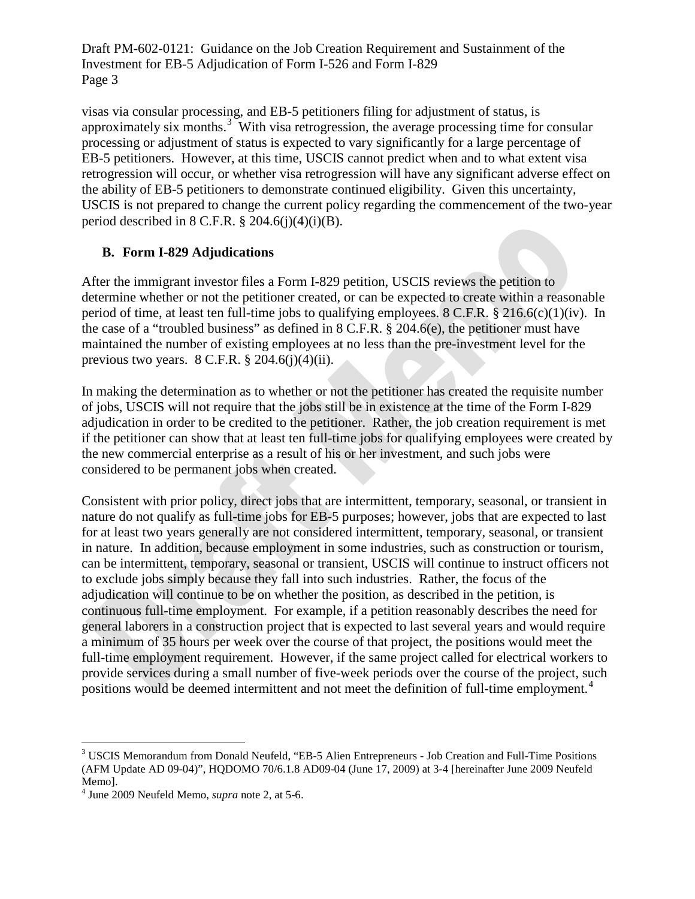visas via consular processing, and EB-5 petitioners filing for adjustment of status, is approximately six months.[3] With visa retrogression, the average processing time for consular processing or adjustment of status is expected to vary significantly for a large percentage of EB-5 petitioners. However, at this time, USCIS cannot predict when and to what extent visa retrogression will occur, or whether visa retrogression will have any significant adverse effect on the ability of EB-5 petitioners to demonstrate continued eligibility. Given this uncertainty, USCIS is not prepared to change the current policy regarding the commencement of the two-year period described in 8 C.F.R. § 204.6(j)(4)(i)(B).

### B. Form I-829 Adjudications

After the immigrant investor files a Form I-829 petition, USCIS reviews the petition to determine whether or not the petitioner created, or can be expected to create within a reasonable period of time, at least ten full-time jobs to qualifying employees. 8 C.F.R. § 216.6(c)(1)(iv). In the case of a "troubled business" as defined in 8 C.F.R. § 204.6(e), the petitioner must have maintained the number of existing employees at no less than the pre-investment level for the previous two years. 8 C.F.R. § 204.6(j)(4)(ii).

In making the determination as to whether or not the petitioner has created the requisite number of jobs, USCIS will not require that the jobs still be in existence at the time of the Form I-829 adjudication in order to be credited to the petitioner. Rather, the job creation requirement is met if the petitioner can show that at least ten full-time jobs for qualifying employees were created by the new commercial enterprise as a result of his or her investment, and such jobs were considered to be permanent jobs when created.

Consistent with prior policy, direct jobs that are intermittent, temporary, seasonal, or transient in nature do not qualify as full-time jobs for EB-5 purposes; however, jobs that are expected to last for at least two years generally are not considered intermittent, temporary, seasonal, or transient in nature. In addition, because employment in some industries, such as construction or tourism, can be intermittent, temporary, seasonal or transient, USCIS will continue to instruct officers not to exclude jobs simply because they fall into such industries. Rather, the focus of the adjudication will continue to be on whether the position, as described in the petition, is continuous full-time employment. For example, if a petition reasonably describes the need for general laborers in a construction project that is expected to last several years and would require a minimum of 35 hours per week over the course of that project, the positions would meet the full-time employment requirement. However, if the same project called for electrical workers to provide services during a small number of five-week periods over the course of the project, such positions would be deemed intermittent and not meet the definition of full-time employment.[4]

---

[3] USCIS Memorandum from Donald Neufeld, "EB-5 Alien Entrepreneurs - Job Creation and Full-Time Positions (AFM Update AD 09-04)", HQDOMO 70/6.1.8 AD09-04 (June 17, 2009) at 3-4 [hereinafter June 2009 Neufeld Memo].

[4] June 2009 Neufeld Memo, *supra* note 2, at 5-6.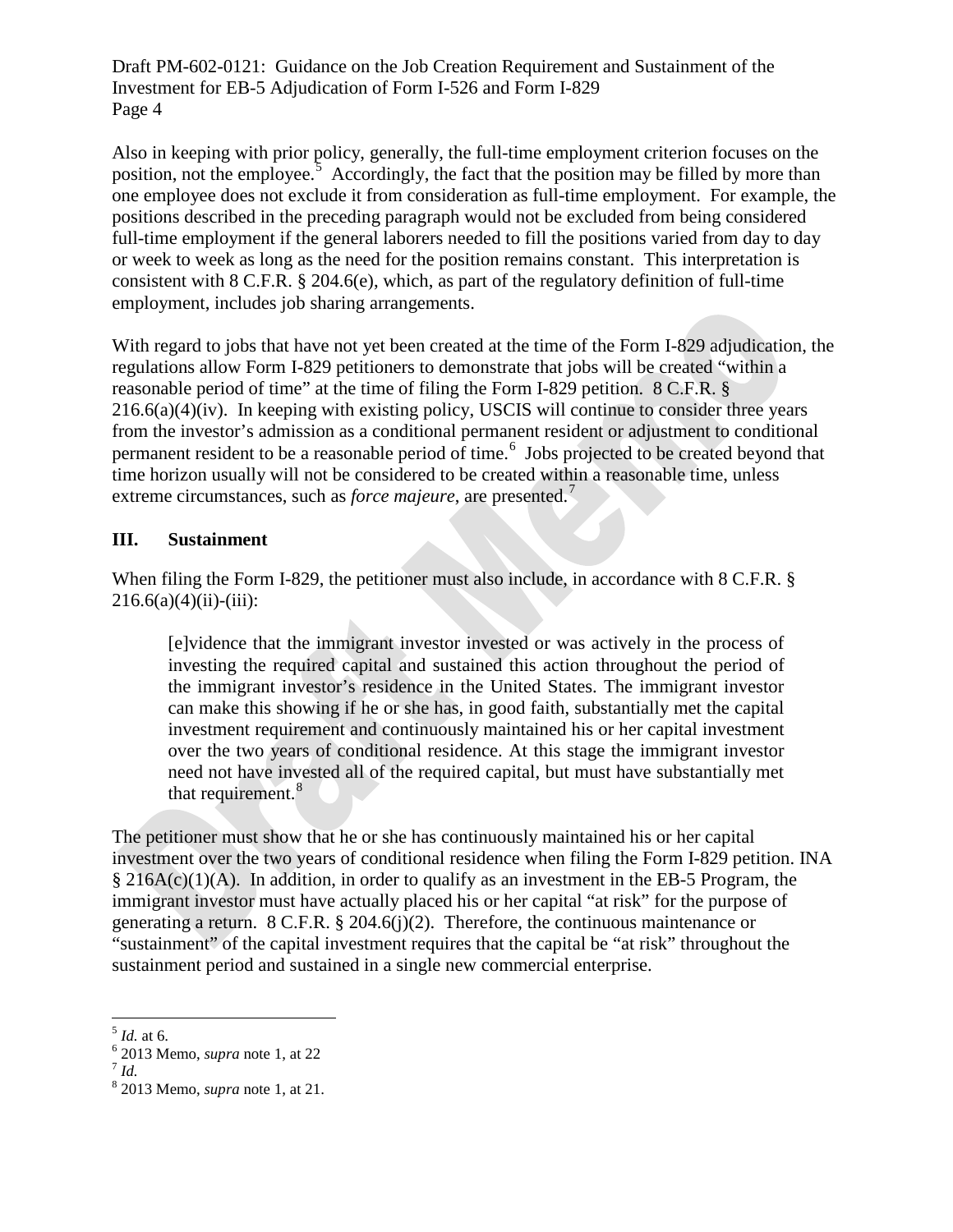Also in keeping with prior policy, generally, the full-time employment criterion focuses on the position, not the employee.[5] Accordingly, the fact that the position may be filled by more than one employee does not exclude it from consideration as full-time employment. For example, the positions described in the preceding paragraph would not be excluded from being considered full-time employment if the general laborers needed to fill the positions varied from day to day or week to week as long as the need for the position remains constant. This interpretation is consistent with 8 C.F.R. § 204.6(e), which, as part of the regulatory definition of full-time employment, includes job sharing arrangements.

With regard to jobs that have not yet been created at the time of the Form I-829 adjudication, the regulations allow Form I-829 petitioners to demonstrate that jobs will be created "within a reasonable period of time" at the time of filing the Form I-829 petition. 8 C.F.R. § 216.6(a)(4)(iv). In keeping with existing policy, USCIS will continue to consider three years from the investor's admission as a conditional permanent resident or adjustment to conditional permanent resident to be a reasonable period of time.[6] Jobs projected to be created beyond that time horizon usually will not be considered to be created within a reasonable time, unless extreme circumstances, such as *force majeure*, are presented.[7]

## III. Sustainment

When filing the Form I-829, the petitioner must also include, in accordance with 8 C.F.R. § 216.6(a)(4)(ii)-(iii):

> [e]vidence that the immigrant investor invested or was actively in the process of investing the required capital and sustained this action throughout the period of the immigrant investor's residence in the United States. The immigrant investor can make this showing if he or she has, in good faith, substantially met the capital investment requirement and continuously maintained his or her capital investment over the two years of conditional residence. At this stage the immigrant investor need not have invested all of the required capital, but must have substantially met that requirement.[8]

The petitioner must show that he or she has continuously maintained his or her capital investment over the two years of conditional residence when filing the Form I-829 petition. INA § 216A(c)(1)(A). In addition, in order to qualify as an investment in the EB-5 Program, the immigrant investor must have actually placed his or her capital "at risk" for the purpose of generating a return. 8 C.F.R. § 204.6(j)(2). Therefore, the continuous maintenance or "sustainment" of the capital investment requires that the capital be "at risk" throughout the sustainment period and sustained in a single new commercial enterprise.

---

[5] *Id.* at 6.
[6] 2013 Memo, *supra* note 1, at 22
[7] *Id.*
[8] 2013 Memo, *supra* note 1, at 21.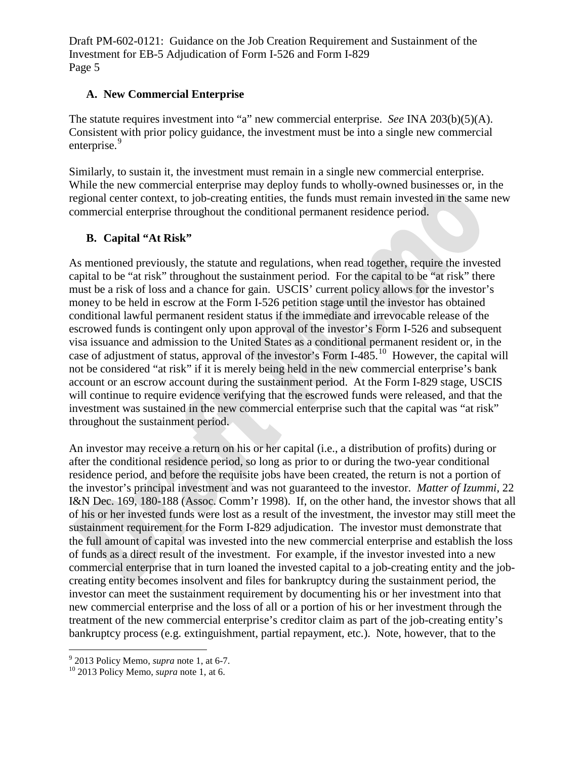### A. New Commercial Enterprise

The statute requires investment into "a" new commercial enterprise. *See* INA 203(b)(5)(A). Consistent with prior policy guidance, the investment must be into a single new commercial enterprise.[9]

Similarly, to sustain it, the investment must remain in a single new commercial enterprise. While the new commercial enterprise may deploy funds to wholly-owned businesses or, in the regional center context, to job-creating entities, the funds must remain invested in the same new commercial enterprise throughout the conditional permanent residence period.

### B. Capital "At Risk"

As mentioned previously, the statute and regulations, when read together, require the invested capital to be "at risk" throughout the sustainment period. For the capital to be "at risk" there must be a risk of loss and a chance for gain. USCIS' current policy allows for the investor's money to be held in escrow at the Form I-526 petition stage until the investor has obtained conditional lawful permanent resident status if the immediate and irrevocable release of the escrowed funds is contingent only upon approval of the investor's Form I-526 and subsequent visa issuance and admission to the United States as a conditional permanent resident or, in the case of adjustment of status, approval of the investor's Form I-485.[10] However, the capital will not be considered "at risk" if it is merely being held in the new commercial enterprise's bank account or an escrow account during the sustainment period. At the Form I-829 stage, USCIS will continue to require evidence verifying that the escrowed funds were released, and that the investment was sustained in the new commercial enterprise such that the capital was "at risk" throughout the sustainment period.

An investor may receive a return on his or her capital (i.e., a distribution of profits) during or after the conditional residence period, so long as prior to or during the two-year conditional residence period, and before the requisite jobs have been created, the return is not a portion of the investor's principal investment and was not guaranteed to the investor. *Matter of Izummi*, 22 I&N Dec. 169, 180-188 (Assoc. Comm'r 1998). If, on the other hand, the investor shows that all of his or her invested funds were lost as a result of the investment, the investor may still meet the sustainment requirement for the Form I-829 adjudication. The investor must demonstrate that the full amount of capital was invested into the new commercial enterprise and establish the loss of funds as a direct result of the investment. For example, if the investor invested into a new commercial enterprise that in turn loaned the invested capital to a job-creating entity and the job-creating entity becomes insolvent and files for bankruptcy during the sustainment period, the investor can meet the sustainment requirement by documenting his or her investment into that new commercial enterprise and the loss of all or a portion of his or her investment through the treatment of the new commercial enterprise's creditor claim as part of the job-creating entity's bankruptcy process (e.g. extinguishment, partial repayment, etc.). Note, however, that to the

[9] 2013 Policy Memo, *supra* note 1, at 6-7.

[10] 2013 Policy Memo, *supra* note 1, at 6.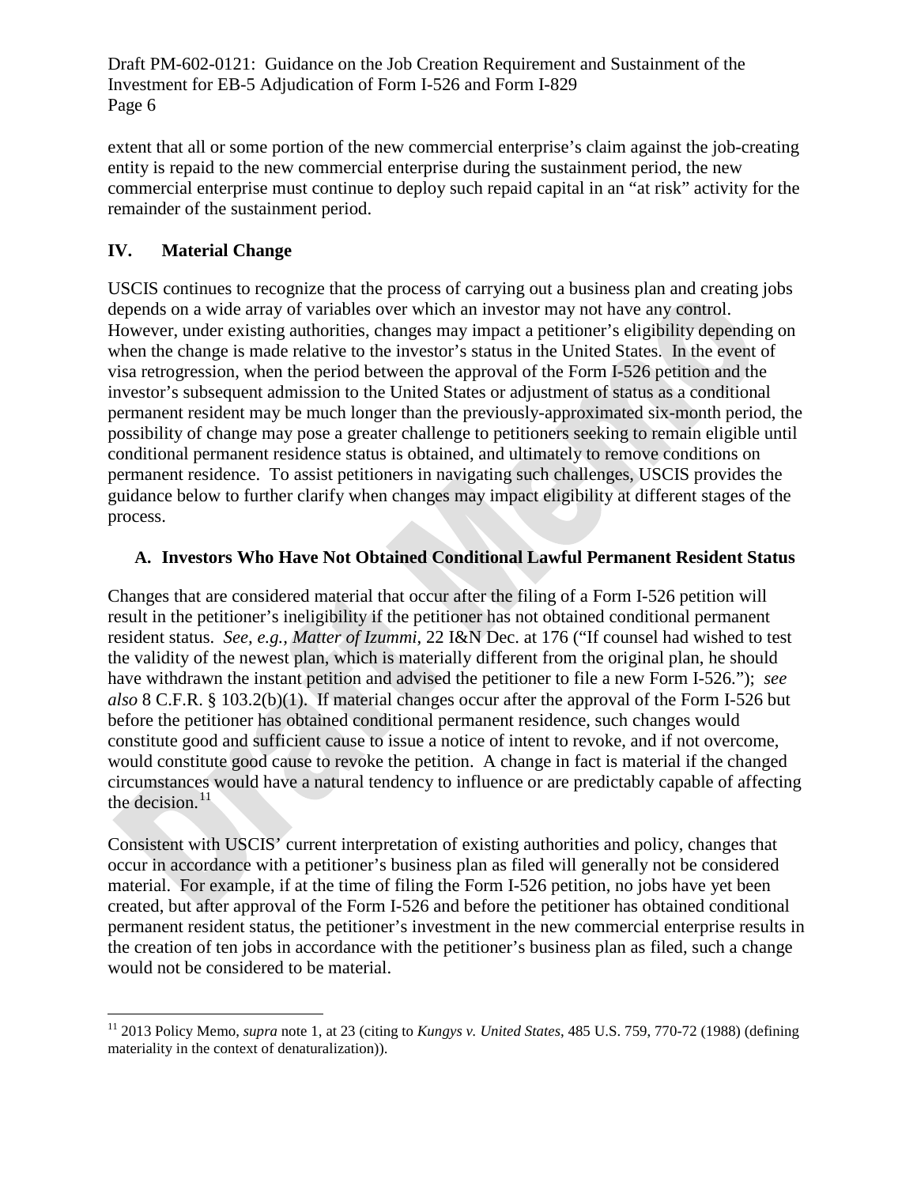extent that all or some portion of the new commercial enterprise's claim against the job-creating entity is repaid to the new commercial enterprise during the sustainment period, the new commercial enterprise must continue to deploy such repaid capital in an "at risk" activity for the remainder of the sustainment period.

## IV. Material Change

USCIS continues to recognize that the process of carrying out a business plan and creating jobs depends on a wide array of variables over which an investor may not have any control. However, under existing authorities, changes may impact a petitioner's eligibility depending on when the change is made relative to the investor's status in the United States. In the event of visa retrogression, when the period between the approval of the Form I-526 petition and the investor's subsequent admission to the United States or adjustment of status as a conditional permanent resident may be much longer than the previously-approximated six-month period, the possibility of change may pose a greater challenge to petitioners seeking to remain eligible until conditional permanent residence status is obtained, and ultimately to remove conditions on permanent residence. To assist petitioners in navigating such challenges, USCIS provides the guidance below to further clarify when changes may impact eligibility at different stages of the process.

### A. Investors Who Have Not Obtained Conditional Lawful Permanent Resident Status

Changes that are considered material that occur after the filing of a Form I-526 petition will result in the petitioner's ineligibility if the petitioner has not obtained conditional permanent resident status. *See, e.g., Matter of Izummi*, 22 I&N Dec. at 176 ("If counsel had wished to test the validity of the newest plan, which is materially different from the original plan, he should have withdrawn the instant petition and advised the petitioner to file a new Form I-526."); *see also* 8 C.F.R. § 103.2(b)(1). If material changes occur after the approval of the Form I-526 but before the petitioner has obtained conditional permanent residence, such changes would constitute good and sufficient cause to issue a notice of intent to revoke, and if not overcome, would constitute good cause to revoke the petition. A change in fact is material if the changed circumstances would have a natural tendency to influence or are predictably capable of affecting the decision.[11]

Consistent with USCIS' current interpretation of existing authorities and policy, changes that occur in accordance with a petitioner's business plan as filed will generally not be considered material. For example, if at the time of filing the Form I-526 petition, no jobs have yet been created, but after approval of the Form I-526 and before the petitioner has obtained conditional permanent resident status, the petitioner's investment in the new commercial enterprise results in the creation of ten jobs in accordance with the petitioner's business plan as filed, such a change would not be considered to be material.

---

[11] 2013 Policy Memo, *supra* note 1, at 23 (citing to *Kungys v. United States*, 485 U.S. 759, 770-72 (1988) (defining materiality in the context of denaturalization)).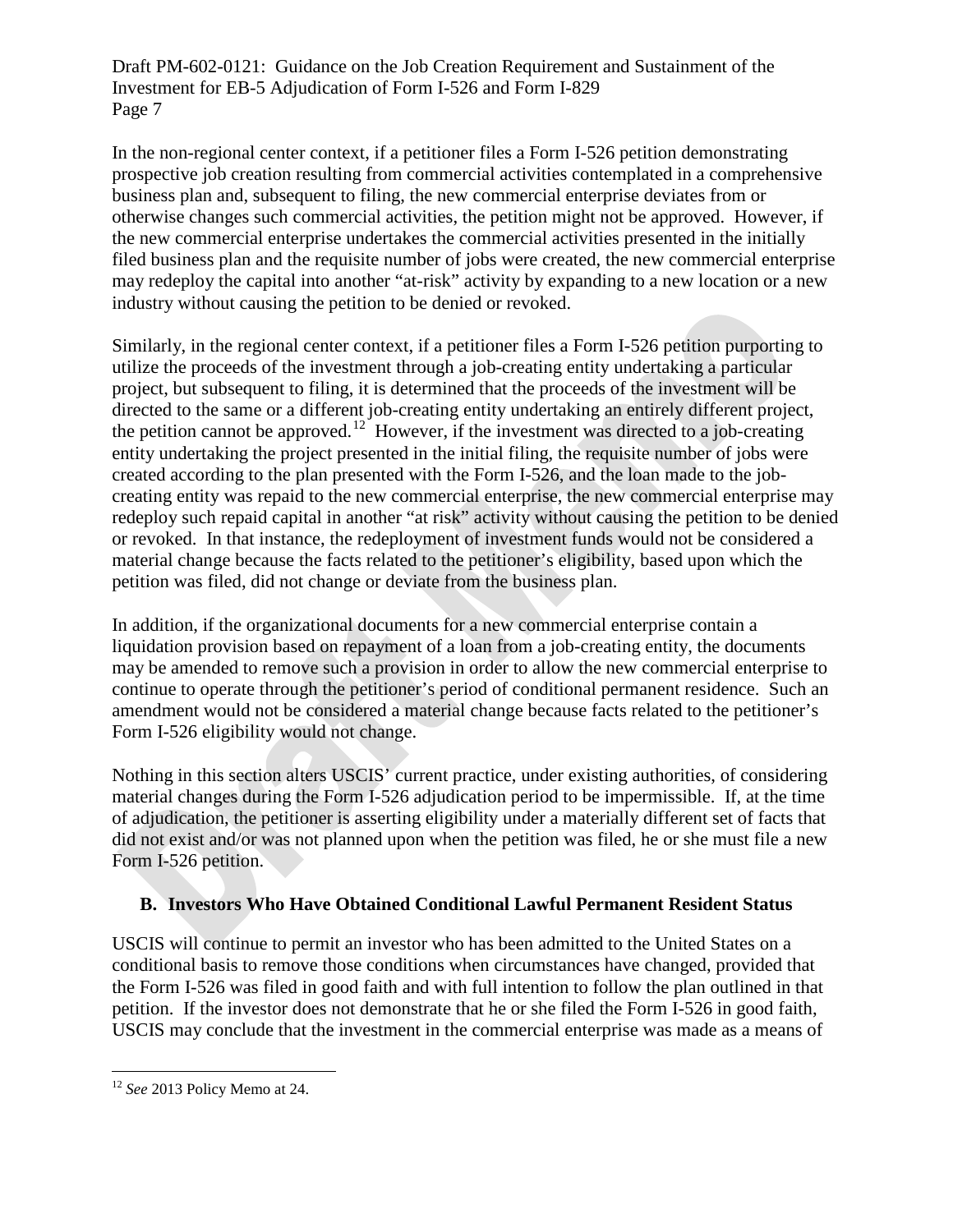In the non-regional center context, if a petitioner files a Form I-526 petition demonstrating prospective job creation resulting from commercial activities contemplated in a comprehensive business plan and, subsequent to filing, the new commercial enterprise deviates from or otherwise changes such commercial activities, the petition might not be approved. However, if the new commercial enterprise undertakes the commercial activities presented in the initially filed business plan and the requisite number of jobs were created, the new commercial enterprise may redeploy the capital into another "at-risk" activity by expanding to a new location or a new industry without causing the petition to be denied or revoked.

Similarly, in the regional center context, if a petitioner files a Form I-526 petition purporting to utilize the proceeds of the investment through a job-creating entity undertaking a particular project, but subsequent to filing, it is determined that the proceeds of the investment will be directed to the same or a different job-creating entity undertaking an entirely different project, the petition cannot be approved.[12] However, if the investment was directed to a job-creating entity undertaking the project presented in the initial filing, the requisite number of jobs were created according to the plan presented with the Form I-526, and the loan made to the job-creating entity was repaid to the new commercial enterprise, the new commercial enterprise may redeploy such repaid capital in another "at risk" activity without causing the petition to be denied or revoked. In that instance, the redeployment of investment funds would not be considered a material change because the facts related to the petitioner's eligibility, based upon which the petition was filed, did not change or deviate from the business plan.

In addition, if the organizational documents for a new commercial enterprise contain a liquidation provision based on repayment of a loan from a job-creating entity, the documents may be amended to remove such a provision in order to allow the new commercial enterprise to continue to operate through the petitioner's period of conditional permanent residence. Such an amendment would not be considered a material change because facts related to the petitioner's Form I-526 eligibility would not change.

Nothing in this section alters USCIS' current practice, under existing authorities, of considering material changes during the Form I-526 adjudication period to be impermissible. If, at the time of adjudication, the petitioner is asserting eligibility under a materially different set of facts that did not exist and/or was not planned upon when the petition was filed, he or she must file a new Form I-526 petition.

## B. Investors Who Have Obtained Conditional Lawful Permanent Resident Status

USCIS will continue to permit an investor who has been admitted to the United States on a conditional basis to remove those conditions when circumstances have changed, provided that the Form I-526 was filed in good faith and with full intention to follow the plan outlined in that petition. If the investor does not demonstrate that he or she filed the Form I-526 in good faith, USCIS may conclude that the investment in the commercial enterprise was made as a means of

[12] *See* 2013 Policy Memo at 24.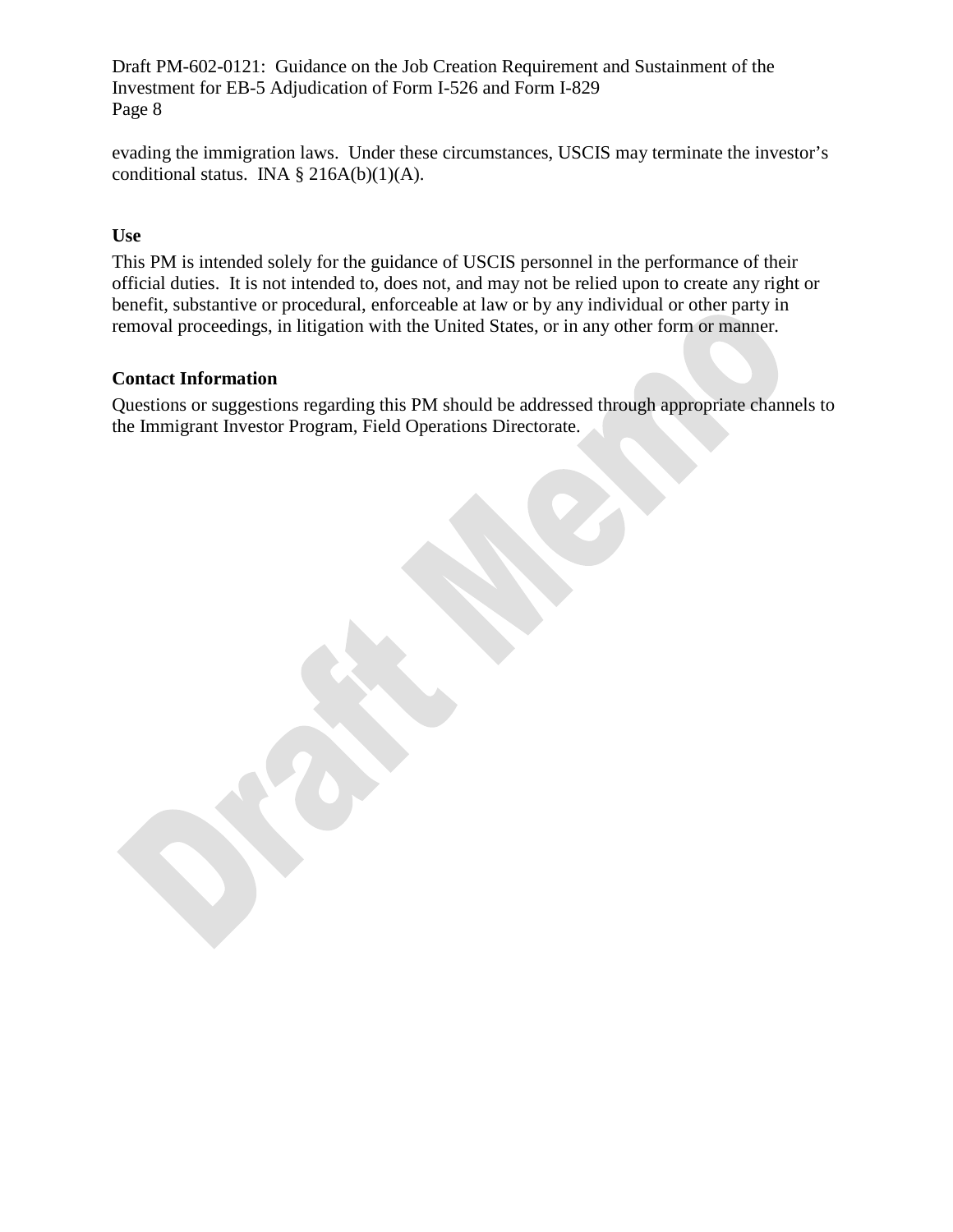evading the immigration laws. Under these circumstances, USCIS may terminate the investor's conditional status. INA § 216A(b)(1)(A).

### Use

This PM is intended solely for the guidance of USCIS personnel in the performance of their official duties. It is not intended to, does not, and may not be relied upon to create any right or benefit, substantive or procedural, enforceable at law or by any individual or other party in removal proceedings, in litigation with the United States, or in any other form or manner.

### Contact Information

Questions or suggestions regarding this PM should be addressed through appropriate channels to the Immigrant Investor Program, Field Operations Directorate.